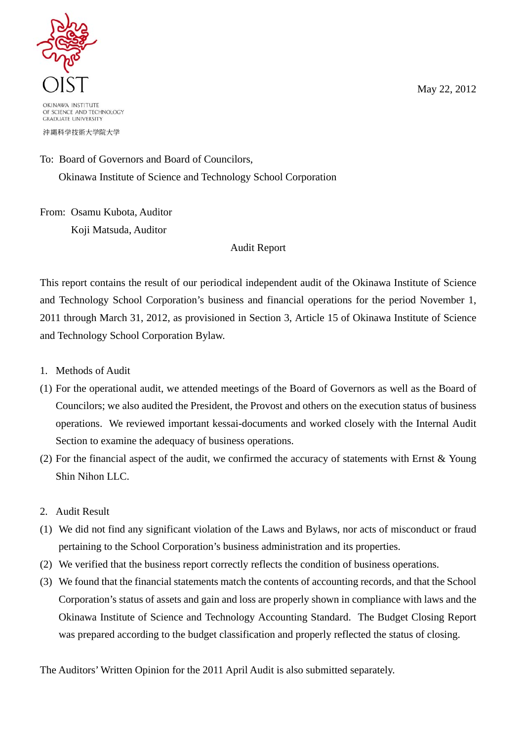OIST

OKINAWA INSTITUTE OF SCIENCE AND TECHNOLOGY GRADUATE UNIVERSITY

沖縄科学技術大学院大学

May 22, 2012

To: Board of Governors and Board of Councilors,
Okinawa Institute of Science and Technology School Corporation

From: Osamu Kubota, Auditor
Koji Matsuda, Auditor

# Audit Report

This report contains the result of our periodical independent audit of the Okinawa Institute of Science and Technology School Corporation's business and financial operations for the period November 1, 2011 through March 31, 2012, as provisioned in Section 3, Article 15 of Okinawa Institute of Science and Technology School Corporation Bylaw.

1. Methods of Audit

(1) For the operational audit, we attended meetings of the Board of Governors as well as the Board of Councilors; we also audited the President, the Provost and others on the execution status of business operations. We reviewed important kessai-documents and worked closely with the Internal Audit Section to examine the adequacy of business operations.

(2) For the financial aspect of the audit, we confirmed the accuracy of statements with Ernst & Young Shin Nihon LLC.

2. Audit Result

(1) We did not find any significant violation of the Laws and Bylaws, nor acts of misconduct or fraud pertaining to the School Corporation's business administration and its properties.

(2) We verified that the business report correctly reflects the condition of business operations.

(3) We found that the financial statements match the contents of accounting records, and that the School Corporation's status of assets and gain and loss are properly shown in compliance with laws and the Okinawa Institute of Science and Technology Accounting Standard. The Budget Closing Report was prepared according to the budget classification and properly reflected the status of closing.

The Auditors' Written Opinion for the 2011 April Audit is also submitted separately.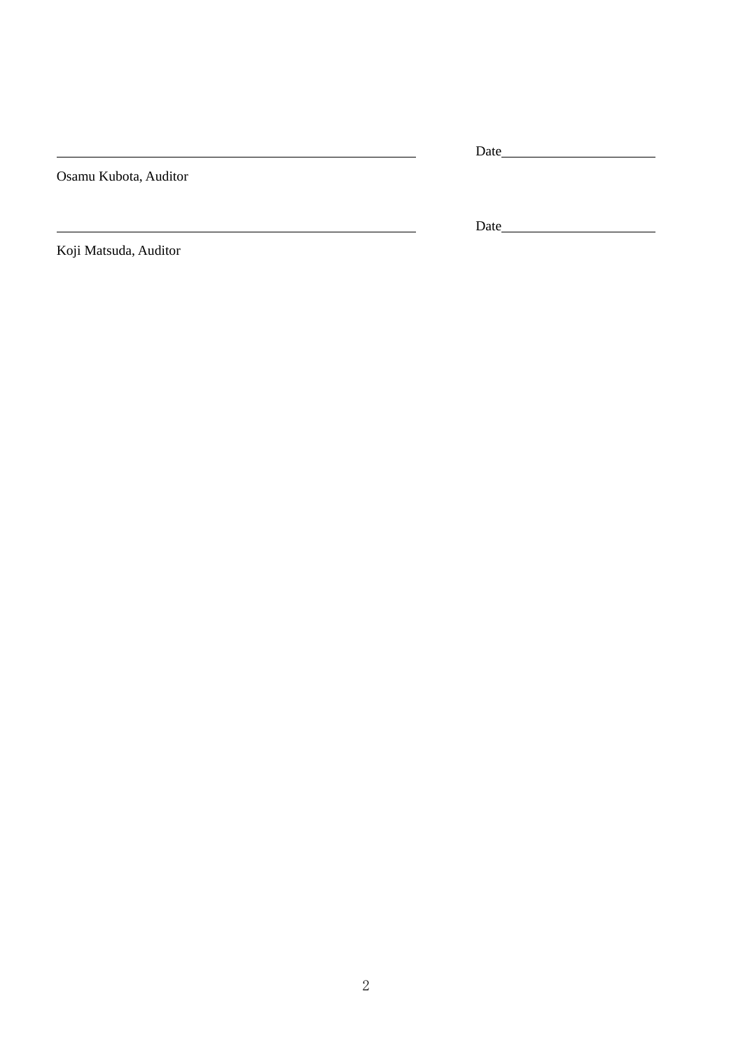\_\_\_\_\_\_\_\_\_\_\_\_\_\_\_\_\_\_\_\_\_\_\_\_\_\_\_\_\_\_\_\_\_\_\_\_\_\_\_\_ Date\_\_\_\_\_\_\_\_\_\_\_\_\_\_\_\_\_\_\_\_

Osamu Kubota, Auditor

\_\_\_\_\_\_\_\_\_\_\_\_\_\_\_\_\_\_\_\_\_\_\_\_\_\_\_\_\_\_\_\_\_\_\_\_\_\_\_\_ Date\_\_\_\_\_\_\_\_\_\_\_\_\_\_\_\_\_\_\_\_

Koji Matsuda, Auditor